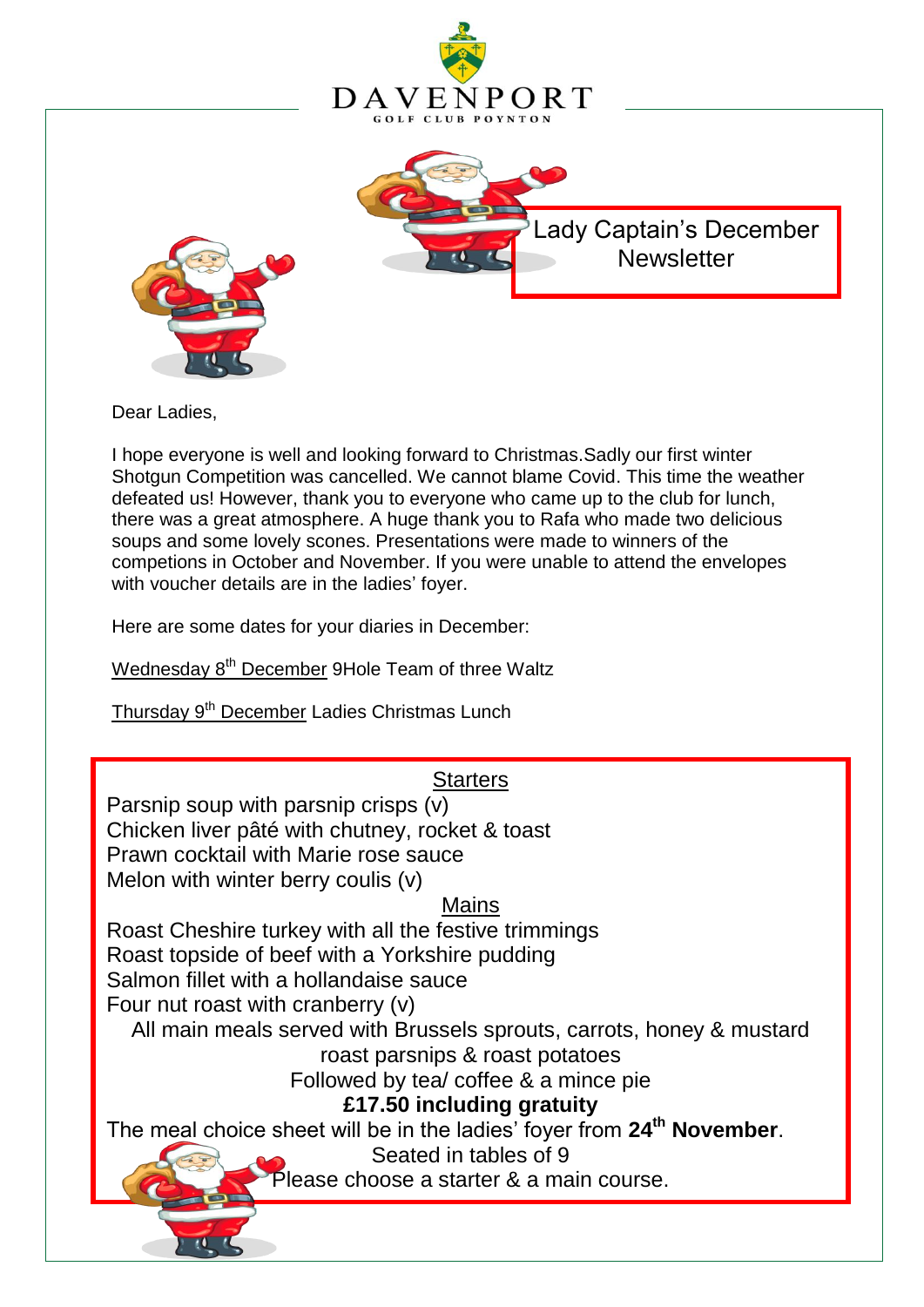DAVENPORT
GOLF CLUB POYNTON

# Lady Captain's December Newsletter

Dear Ladies,

I hope everyone is well and looking forward to Christmas.Sadly our first winter Shotgun Competition was cancelled. We cannot blame Covid. This time the weather defeated us! However, thank you to everyone who came up to the club for lunch, there was a great atmosphere. A huge thank you to Rafa who made two delicious soups and some lovely scones. Presentations were made to winners of the competions in October and November. If you were unable to attend the envelopes with voucher details are in the ladies' foyer.

Here are some dates for your diaries in December:

Wednesday 8th December 9Hole Team of three Waltz

Thursday 9th December Ladies Christmas Lunch

**Starters**

Parsnip soup with parsnip crisps (v)
Chicken liver pâté with chutney, rocket & toast
Prawn cocktail with Marie rose sauce
Melon with winter berry coulis (v)

**Mains**

Roast Cheshire turkey with all the festive trimmings
Roast topside of beef with a Yorkshire pudding
Salmon fillet with a hollandaise sauce
Four nut roast with cranberry (v)

All main meals served with Brussels sprouts, carrots, honey & mustard roast parsnips & roast potatoes

Followed by tea/ coffee & a mince pie

**£17.50 including gratuity**

The meal choice sheet will be in the ladies' foyer from **24th November**.

Seated in tables of 9

Please choose a starter & a main course.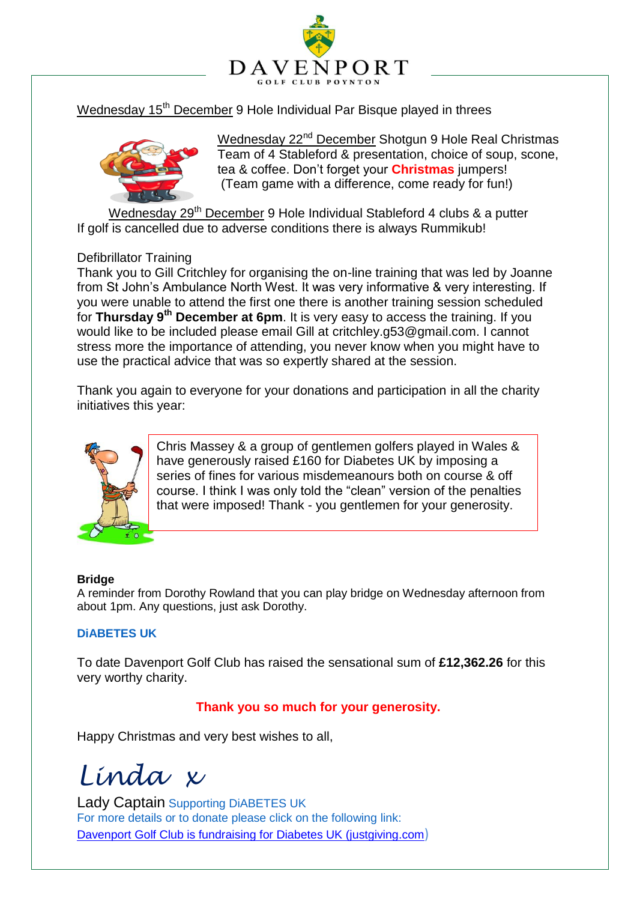DAVENPORT

GOLF CLUB POYNTON

Wednesday 15th December 9 Hole Individual Par Bisque played in threes

Wednesday 22nd December Shotgun 9 Hole Real Christmas Team of 4 Stableford & presentation, choice of soup, scone, tea & coffee. Don't forget your **Christmas** jumpers!
(Team game with a difference, come ready for fun!)

Wednesday 29th December 9 Hole Individual Stableford 4 clubs & a putter
If golf is cancelled due to adverse conditions there is always Rummikub!

Defibrillator Training
Thank you to Gill Critchley for organising the on-line training that was led by Joanne from St John's Ambulance North West. It was very informative & very interesting. If you were unable to attend the first one there is another training session scheduled for **Thursday 9th December at 6pm**. It is very easy to access the training. If you would like to be included please email Gill at critchley.g53@gmail.com. I cannot stress more the importance of attending, you never know when you might have to use the practical advice that was so expertly shared at the session.

Thank you again to everyone for your donations and participation in all the charity initiatives this year:

Chris Massey & a group of gentlemen golfers played in Wales & have generously raised £160 for Diabetes UK by imposing a series of fines for various misdemeanours both on course & off course. I think I was only told the "clean" version of the penalties that were imposed! Thank - you gentlemen for your generosity.

**Bridge**
A reminder from Dorothy Rowland that you can play bridge on Wednesday afternoon from about 1pm. Any questions, just ask Dorothy.

**DiABETES UK**

To date Davenport Golf Club has raised the sensational sum of **£12,362.26** for this very worthy charity.

**Thank you so much for your generosity.**

Happy Christmas and very best wishes to all,

*Linda x*

Lady Captain Supporting DiABETES UK
For more details or to donate please click on the following link:
Davenport Golf Club is fundraising for Diabetes UK (justgiving.com)